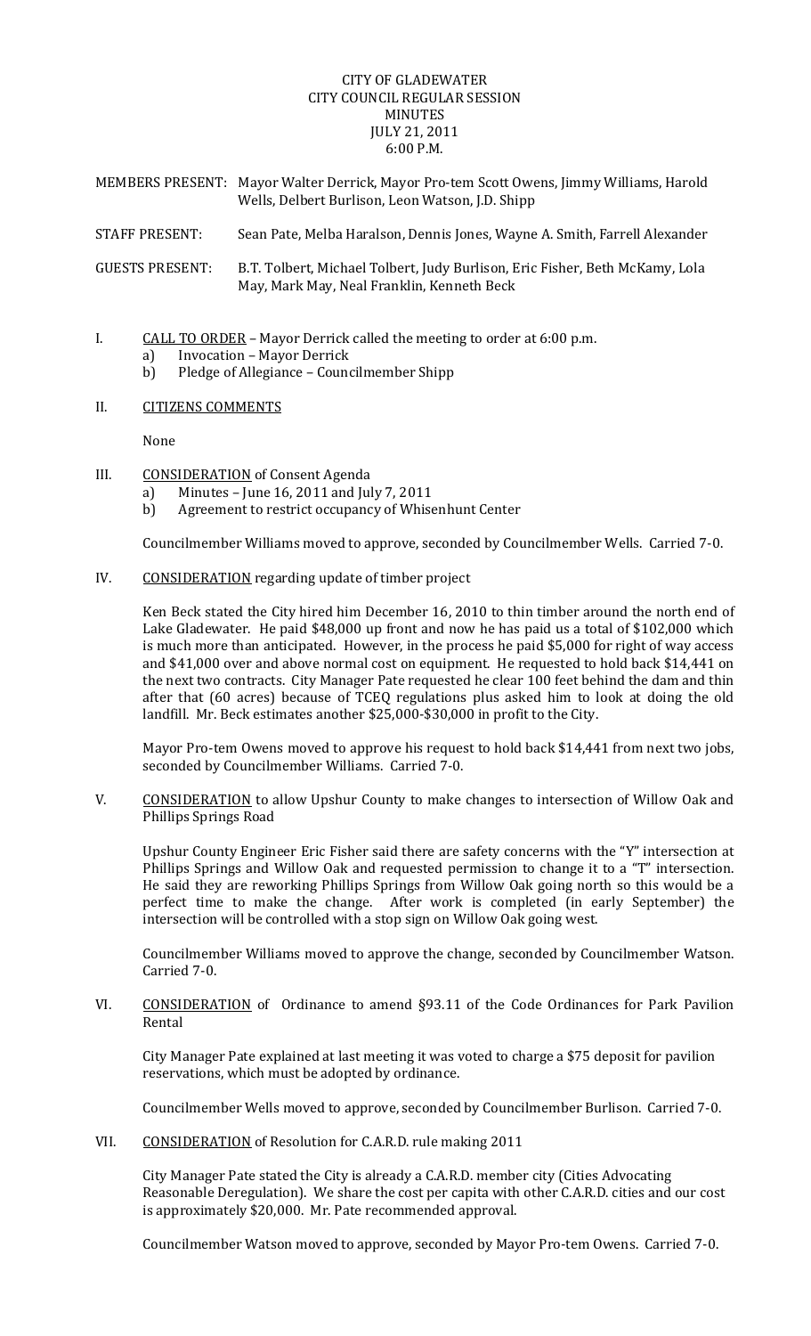# CITY OF GLADEWATER
## CITY COUNCIL REGULAR SESSION
## MINUTES
## JULY 21, 2011
## 6:00 P.M.

MEMBERS PRESENT: Mayor Walter Derrick, Mayor Pro-tem Scott Owens, Jimmy Williams, Harold Wells, Delbert Burlison, Leon Watson, J.D. Shipp

STAFF PRESENT: Sean Pate, Melba Haralson, Dennis Jones, Wayne A. Smith, Farrell Alexander

GUESTS PRESENT: B.T. Tolbert, Michael Tolbert, Judy Burlison, Eric Fisher, Beth McKamy, Lola May, Mark May, Neal Franklin, Kenneth Beck

I. CALL TO ORDER – Mayor Derrick called the meeting to order at 6:00 p.m.
   a) Invocation – Mayor Derrick
   b) Pledge of Allegiance – Councilmember Shipp

II. CITIZENS COMMENTS

None

III. CONSIDERATION of Consent Agenda
   a) Minutes – June 16, 2011 and July 7, 2011
   b) Agreement to restrict occupancy of Whisenhunt Center

Councilmember Williams moved to approve, seconded by Councilmember Wells. Carried 7-0.

IV. CONSIDERATION regarding update of timber project

Ken Beck stated the City hired him December 16, 2010 to thin timber around the north end of Lake Gladewater. He paid $48,000 up front and now he has paid us a total of $102,000 which is much more than anticipated. However, in the process he paid $5,000 for right of way access and $41,000 over and above normal cost on equipment. He requested to hold back $14,441 on the next two contracts. City Manager Pate requested he clear 100 feet behind the dam and thin after that (60 acres) because of TCEQ regulations plus asked him to look at doing the old landfill. Mr. Beck estimates another $25,000-$30,000 in profit to the City.

Mayor Pro-tem Owens moved to approve his request to hold back $14,441 from next two jobs, seconded by Councilmember Williams. Carried 7-0.

V. CONSIDERATION to allow Upshur County to make changes to intersection of Willow Oak and Phillips Springs Road

Upshur County Engineer Eric Fisher said there are safety concerns with the "Y" intersection at Phillips Springs and Willow Oak and requested permission to change it to a "T" intersection. He said they are reworking Phillips Springs from Willow Oak going north so this would be a perfect time to make the change. After work is completed (in early September) the intersection will be controlled with a stop sign on Willow Oak going west.

Councilmember Williams moved to approve the change, seconded by Councilmember Watson. Carried 7-0.

VI. CONSIDERATION of Ordinance to amend §93.11 of the Code Ordinances for Park Pavilion Rental

City Manager Pate explained at last meeting it was voted to charge a $75 deposit for pavilion reservations, which must be adopted by ordinance.

Councilmember Wells moved to approve, seconded by Councilmember Burlison. Carried 7-0.

VII. CONSIDERATION of Resolution for C.A.R.D. rule making 2011

City Manager Pate stated the City is already a C.A.R.D. member city (Cities Advocating Reasonable Deregulation). We share the cost per capita with other C.A.R.D. cities and our cost is approximately $20,000. Mr. Pate recommended approval.

Councilmember Watson moved to approve, seconded by Mayor Pro-tem Owens. Carried 7-0.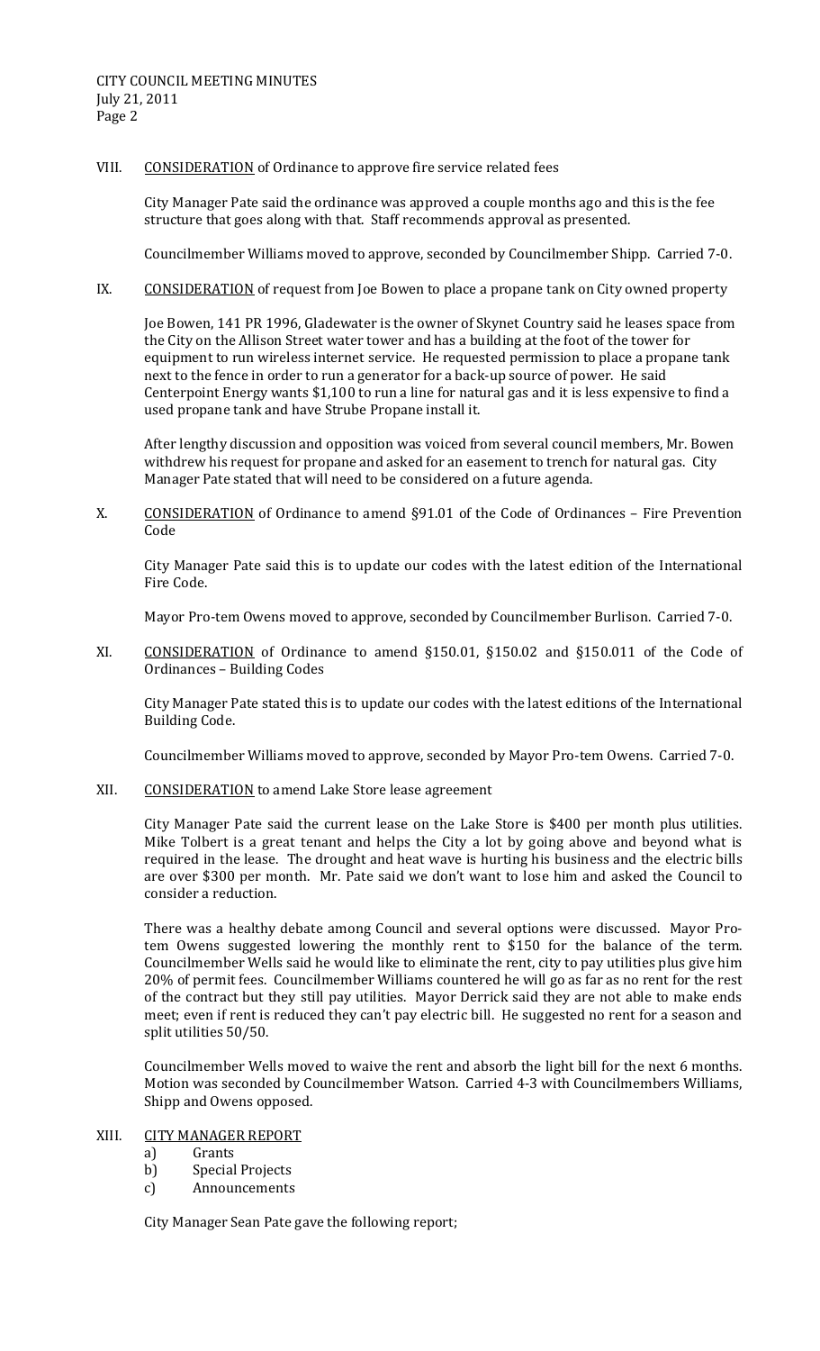VIII. CONSIDERATION of Ordinance to approve fire service related fees

City Manager Pate said the ordinance was approved a couple months ago and this is the fee structure that goes along with that. Staff recommends approval as presented.

Councilmember Williams moved to approve, seconded by Councilmember Shipp. Carried 7-0.

IX. CONSIDERATION of request from Joe Bowen to place a propane tank on City owned property

Joe Bowen, 141 PR 1996, Gladewater is the owner of Skynet Country said he leases space from the City on the Allison Street water tower and has a building at the foot of the tower for equipment to run wireless internet service. He requested permission to place a propane tank next to the fence in order to run a generator for a back-up source of power. He said Centerpoint Energy wants $1,100 to run a line for natural gas and it is less expensive to find a used propane tank and have Strube Propane install it.

After lengthy discussion and opposition was voiced from several council members, Mr. Bowen withdrew his request for propane and asked for an easement to trench for natural gas. City Manager Pate stated that will need to be considered on a future agenda.

X. CONSIDERATION of Ordinance to amend §91.01 of the Code of Ordinances – Fire Prevention Code

City Manager Pate said this is to update our codes with the latest edition of the International Fire Code.

Mayor Pro-tem Owens moved to approve, seconded by Councilmember Burlison. Carried 7-0.

XI. CONSIDERATION of Ordinance to amend §150.01, §150.02 and §150.011 of the Code of Ordinances – Building Codes

City Manager Pate stated this is to update our codes with the latest editions of the International Building Code.

Councilmember Williams moved to approve, seconded by Mayor Pro-tem Owens. Carried 7-0.

XII. CONSIDERATION to amend Lake Store lease agreement

City Manager Pate said the current lease on the Lake Store is $400 per month plus utilities. Mike Tolbert is a great tenant and helps the City a lot by going above and beyond what is required in the lease. The drought and heat wave is hurting his business and the electric bills are over $300 per month. Mr. Pate said we don't want to lose him and asked the Council to consider a reduction.

There was a healthy debate among Council and several options were discussed. Mayor Pro-tem Owens suggested lowering the monthly rent to $150 for the balance of the term. Councilmember Wells said he would like to eliminate the rent, city to pay utilities plus give him 20% of permit fees. Councilmember Williams countered he will go as far as no rent for the rest of the contract but they still pay utilities. Mayor Derrick said they are not able to make ends meet; even if rent is reduced they can't pay electric bill. He suggested no rent for a season and split utilities 50/50.

Councilmember Wells moved to waive the rent and absorb the light bill for the next 6 months. Motion was seconded by Councilmember Watson. Carried 4-3 with Councilmembers Williams, Shipp and Owens opposed.

XIII. CITY MANAGER REPORT

a) Grants
b) Special Projects
c) Announcements

City Manager Sean Pate gave the following report;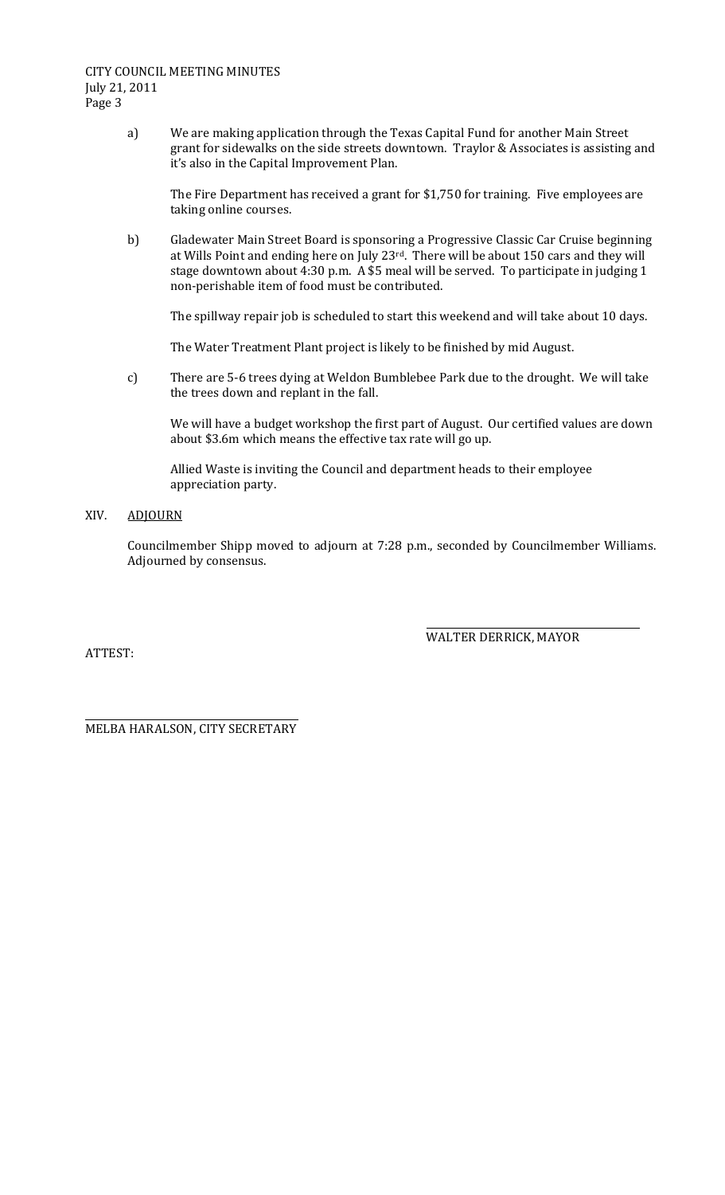a) We are making application through the Texas Capital Fund for another Main Street grant for sidewalks on the side streets downtown. Traylor & Associates is assisting and it's also in the Capital Improvement Plan.

   The Fire Department has received a grant for $1,750 for training. Five employees are taking online courses.

b) Gladewater Main Street Board is sponsoring a Progressive Classic Car Cruise beginning at Wills Point and ending here on July 23rd. There will be about 150 cars and they will stage downtown about 4:30 p.m. A $5 meal will be served. To participate in judging 1 non-perishable item of food must be contributed.

   The spillway repair job is scheduled to start this weekend and will take about 10 days.

   The Water Treatment Plant project is likely to be finished by mid August.

c) There are 5-6 trees dying at Weldon Bumblebee Park due to the drought. We will take the trees down and replant in the fall.

   We will have a budget workshop the first part of August. Our certified values are down about $3.6m which means the effective tax rate will go up.

   Allied Waste is inviting the Council and department heads to their employee appreciation party.

## XIV. ADJOURN

Councilmember Shipp moved to adjourn at 7:28 p.m., seconded by Councilmember Williams. Adjourned by consensus.

WALTER DERRICK, MAYOR

ATTEST:

MELBA HARALSON, CITY SECRETARY